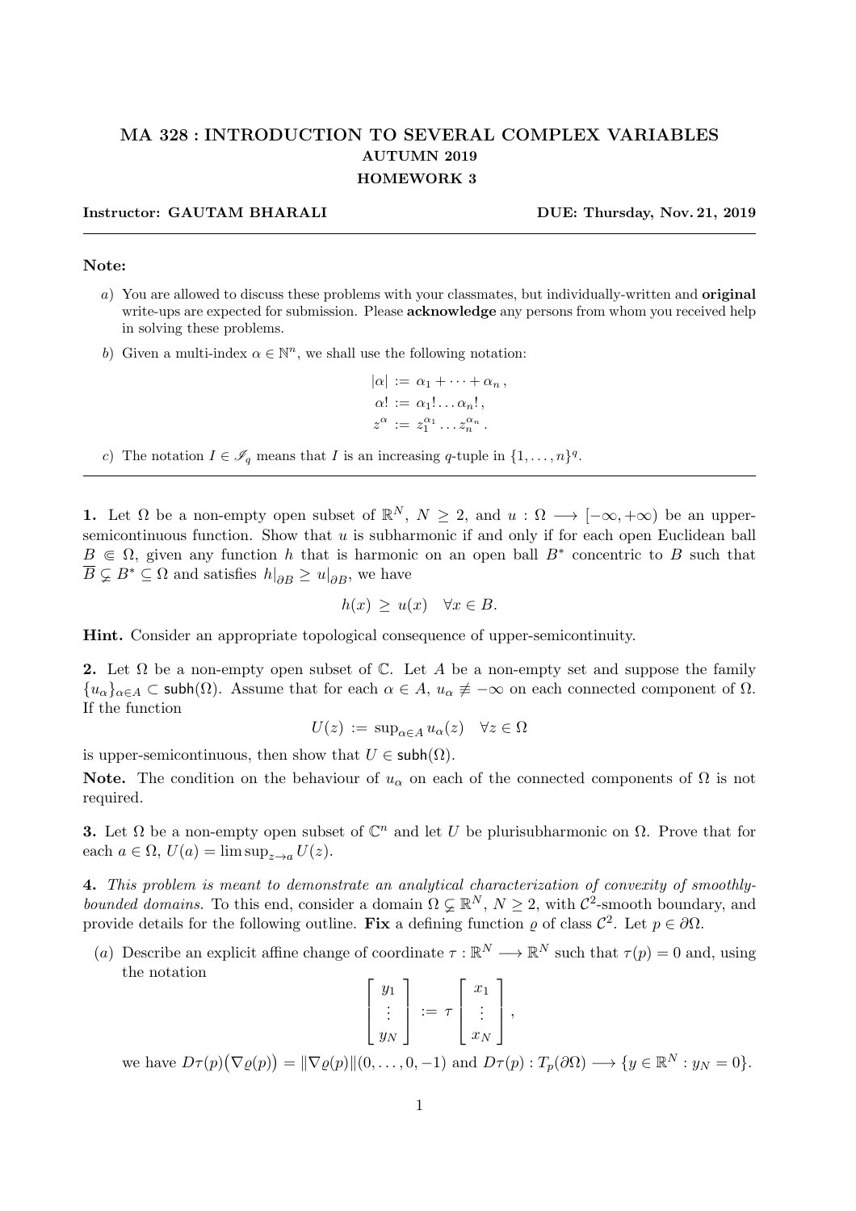# MA 328 : INTRODUCTION TO SEVERAL COMPLEX VARIABLES

## AUTUMN 2019

## HOMEWORK 3

**Instructor: GAUTAM BHARALI** **DUE: Thursday, Nov. 21, 2019**

---

**Note:**

*a*) You are allowed to discuss these problems with your classmates, but individually-written and **original** write-ups are expected for submission. Please **acknowledge** any persons from whom you received help in solving these problems.

*b*) Given a multi-index $\alpha \in \mathbb{N}^n$, we shall use the following notation:

$$|\alpha| := \alpha_1 + \cdots + \alpha_n\,,$$
$$\alpha! := \alpha_1! \ldots \alpha_n!\,,$$
$$z^\alpha := z_1^{\alpha_1} \ldots z_n^{\alpha_n}\,.$$

*c*) The notation $I \in \mathscr{I}_q$ means that $I$ is an increasing $q$-tuple in $\{1, \ldots, n\}^q$.

---

**1.** Let $\Omega$ be a non-empty open subset of $\mathbb{R}^N$, $N \geq 2$, and $u : \Omega \longrightarrow [-\infty, +\infty)$ be an upper-semicontinuous function. Show that $u$ is subharmonic if and only if for each open Euclidean ball $B \Subset \Omega$, given any function $h$ that is harmonic on an open ball $B^*$ concentric to $B$ such that $\overline{B} \subsetneq B^* \subseteq \Omega$ and satisfies $h|_{\partial B} \geq u|_{\partial B}$, we have

$$h(x) \geq u(x) \quad \forall x \in B.$$

**Hint.** Consider an appropriate topological consequence of upper-semicontinuity.

**2.** Let $\Omega$ be a non-empty open subset of $\mathbb{C}$. Let $A$ be a non-empty set and suppose the family $\{u_\alpha\}_{\alpha \in A} \subset \mathsf{subh}(\Omega)$. Assume that for each $\alpha \in A$, $u_\alpha \not\equiv -\infty$ on each connected component of $\Omega$. If the function

$$U(z) := \sup\nolimits_{\alpha \in A} u_\alpha(z) \quad \forall z \in \Omega$$

is upper-semicontinuous, then show that $U \in \mathsf{subh}(\Omega)$.

**Note.** The condition on the behaviour of $u_\alpha$ on each of the connected components of $\Omega$ is not required.

**3.** Let $\Omega$ be a non-empty open subset of $\mathbb{C}^n$ and let $U$ be plurisubharmonic on $\Omega$. Prove that for each $a \in \Omega$, $U(a) = \limsup_{z \to a} U(z)$.

**4.** *This problem is meant to demonstrate an analytical characterization of convexity of smoothly-bounded domains.* To this end, consider a domain $\Omega \subsetneq \mathbb{R}^N$, $N \geq 2$, with $\mathcal{C}^2$-smooth boundary, and provide details for the following outline. **Fix** a defining function $\varrho$ of class $\mathcal{C}^2$. Let $p \in \partial\Omega$.

(*a*) Describe an explicit affine change of coordinate $\tau : \mathbb{R}^N \longrightarrow \mathbb{R}^N$ such that $\tau(p) = 0$ and, using the notation

$$\begin{bmatrix} y_1 \\ \vdots \\ y_N \end{bmatrix} := \tau \begin{bmatrix} x_1 \\ \vdots \\ x_N \end{bmatrix},$$

we have $D\tau(p)\big(\nabla\varrho(p)\big) = \|\nabla\varrho(p)\|(0, \ldots, 0, -1)$ and $D\tau(p) : T_p(\partial\Omega) \longrightarrow \{y \in \mathbb{R}^N : y_N = 0\}$.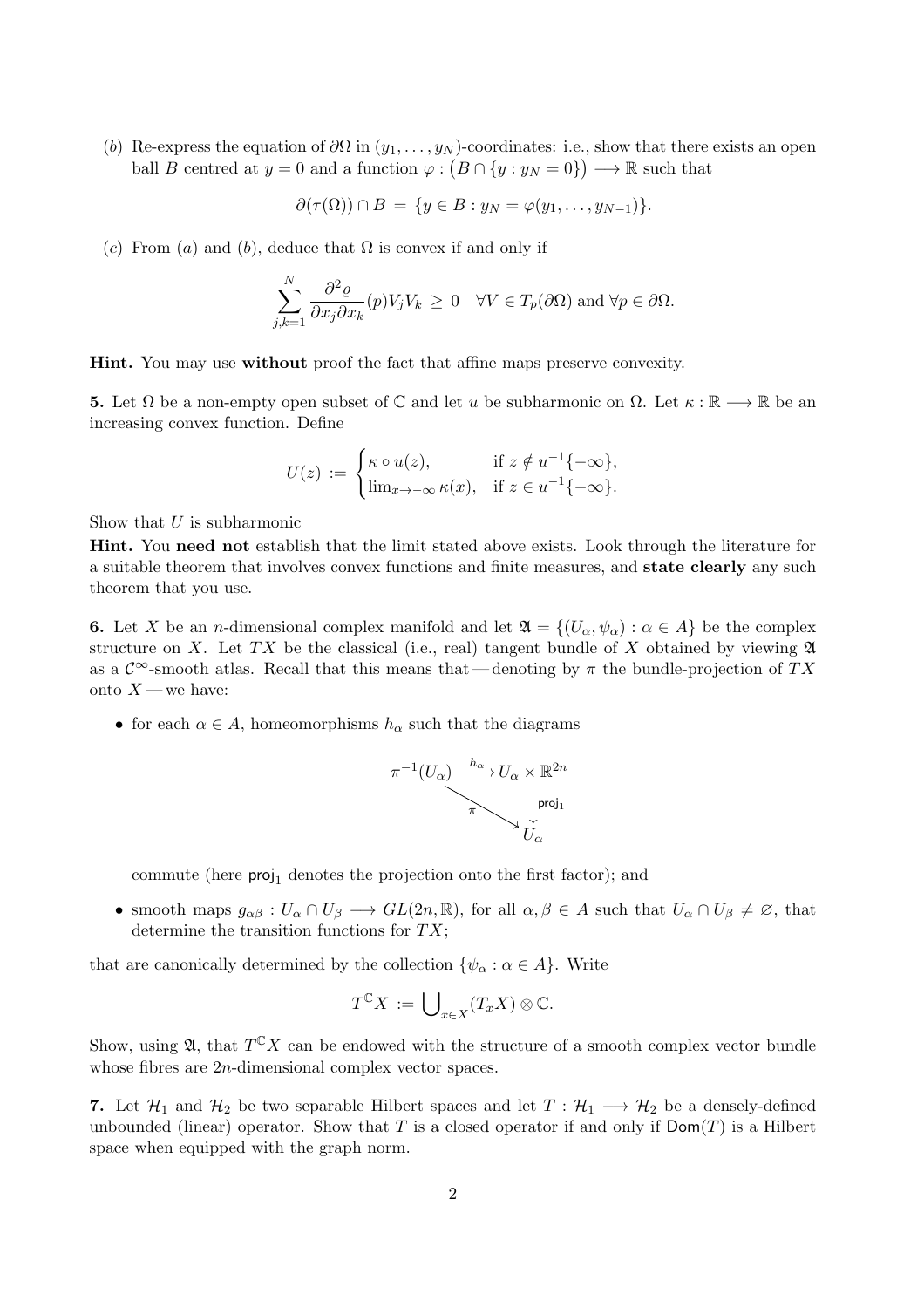(*b*) Re-express the equation of $\partial\Omega$ in $(y_1, \dots, y_N)$-coordinates: i.e., show that there exists an open ball $B$ centred at $y = 0$ and a function $\varphi : \big(B \cap \{y : y_N = 0\}\big) \longrightarrow \mathbb{R}$ such that

$$\partial(\tau(\Omega)) \cap B \,=\, \{y \in B : y_N = \varphi(y_1, \dots, y_{N-1})\}.$$

(*c*) From (*a*) and (*b*), deduce that $\Omega$ is convex if and only if

$$\sum_{j,k=1}^{N} \frac{\partial^2 \varrho}{\partial x_j \partial x_k}(p) V_j V_k \,\geq\, 0 \quad \forall V \in T_p(\partial\Omega) \text{ and } \forall p \in \partial\Omega.$$

**Hint.** You may use **without** proof the fact that affine maps preserve convexity.

**5.** Let $\Omega$ be a non-empty open subset of $\mathbb{C}$ and let $u$ be subharmonic on $\Omega$. Let $\kappa : \mathbb{R} \longrightarrow \mathbb{R}$ be an increasing convex function. Define

$$U(z) \,:=\, \begin{cases} \kappa \circ u(z), & \text{if } z \notin u^{-1}\{-\infty\}, \\ \lim_{x \to -\infty} \kappa(x), & \text{if } z \in u^{-1}\{-\infty\}. \end{cases}$$

Show that $U$ is subharmonic

**Hint.** You **need not** establish that the limit stated above exists. Look through the literature for a suitable theorem that involves convex functions and finite measures, and **state clearly** any such theorem that you use.

**6.** Let $X$ be an $n$-dimensional complex manifold and let $\mathfrak{A} = \{(U_\alpha, \psi_\alpha) : \alpha \in A\}$ be the complex structure on $X$. Let $TX$ be the classical (i.e., real) tangent bundle of $X$ obtained by viewing $\mathfrak{A}$ as a $\mathcal{C}^\infty$-smooth atlas. Recall that this means that — denoting by $\pi$ the bundle-projection of $TX$ onto $X$ — we have:

- for each $\alpha \in A$, homeomorphisms $h_\alpha$ such that the diagrams

$$\begin{array}{ccc} \pi^{-1}(U_\alpha) & \xrightarrow{h_\alpha} & U_\alpha \times \mathbb{R}^{2n} \\ & \searrow^{\pi} & \downarrow \mathsf{proj}_1 \\ & & U_\alpha \end{array}$$

  commute (here $\mathsf{proj}_1$ denotes the projection onto the first factor); and

- smooth maps $g_{\alpha\beta} : U_\alpha \cap U_\beta \longrightarrow GL(2n, \mathbb{R})$, for all $\alpha, \beta \in A$ such that $U_\alpha \cap U_\beta \neq \varnothing$, that determine the transition functions for $TX$;

that are canonically determined by the collection $\{\psi_\alpha : \alpha \in A\}$. Write

$$T^{\mathbb{C}}X \,:=\, \bigcup\nolimits_{x \in X} (T_x X) \otimes \mathbb{C}.$$

Show, using $\mathfrak{A}$, that $T^{\mathbb{C}}X$ can be endowed with the structure of a smooth complex vector bundle whose fibres are $2n$-dimensional complex vector spaces.

**7.** Let $\mathcal{H}_1$ and $\mathcal{H}_2$ be two separable Hilbert spaces and let $T : \mathcal{H}_1 \longrightarrow \mathcal{H}_2$ be a densely-defined unbounded (linear) operator. Show that $T$ is a closed operator if and only if $\mathsf{Dom}(T)$ is a Hilbert space when equipped with the graph norm.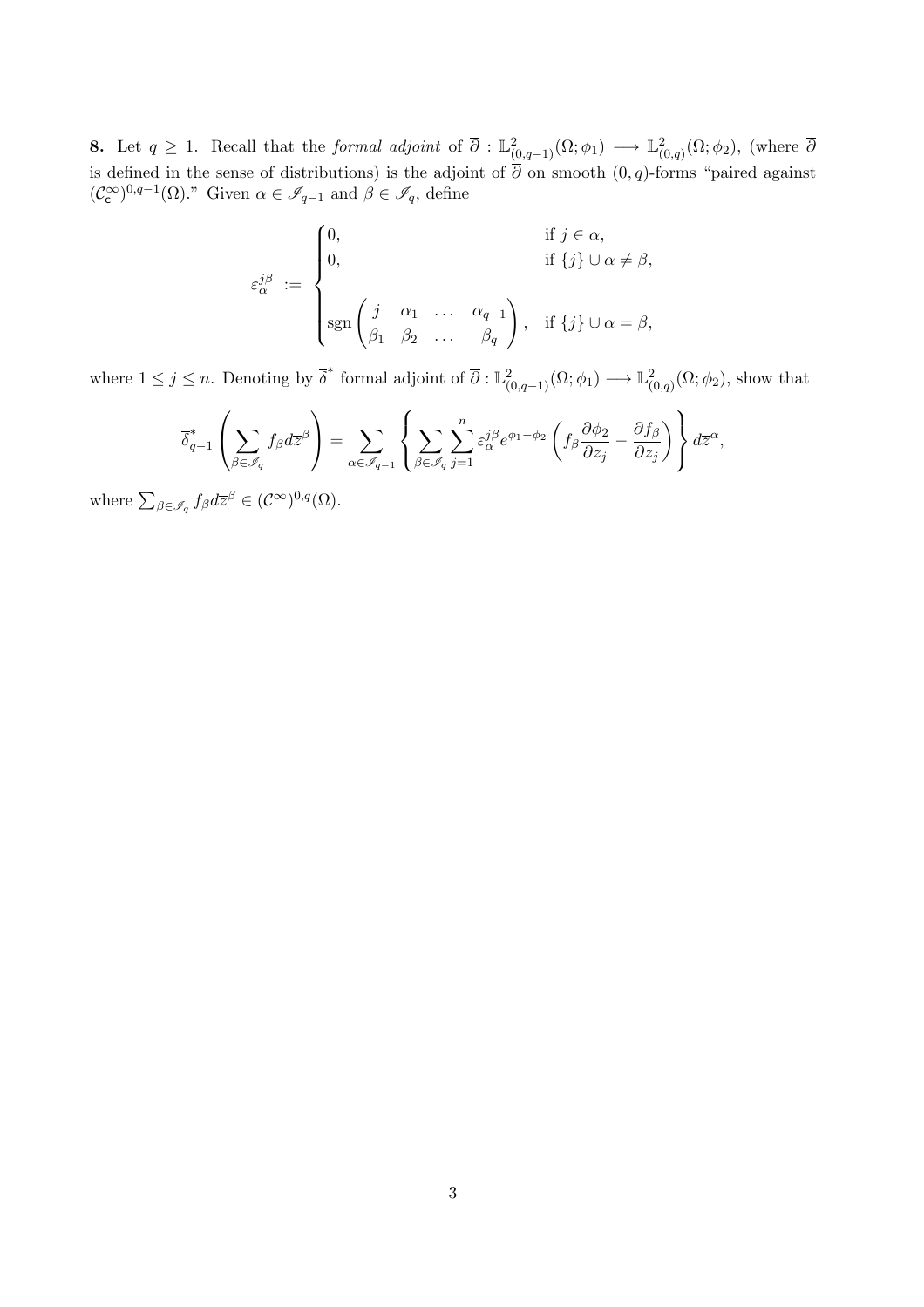**8.** Let $q \geq 1$. Recall that the *formal adjoint* of $\overline{\partial} : \mathbb{L}^2_{(0,q-1)}(\Omega; \phi_1) \longrightarrow \mathbb{L}^2_{(0,q)}(\Omega; \phi_2)$, (where $\overline{\partial}$ is defined in the sense of distributions) is the adjoint of $\overline{\partial}$ on smooth $(0,q)$-forms "paired against $(\mathcal{C}^\infty_c)^{0,q-1}(\Omega)$." Given $\alpha \in \mathscr{I}_{q-1}$ and $\beta \in \mathscr{I}_q$, define

$$\varepsilon^{j\beta}_{\alpha} := \begin{cases} 0, & \text{if } j \in \alpha, \\ 0, & \text{if } \{j\} \cup \alpha \neq \beta, \\ & \\ \operatorname{sgn} \begin{pmatrix} j & \alpha_1 & \dots & \alpha_{q-1} \\ \beta_1 & \beta_2 & \dots & \beta_q \end{pmatrix}, & \text{if } \{j\} \cup \alpha = \beta, \end{cases}$$

where $1 \leq j \leq n$. Denoting by $\overline{\delta}^*$ formal adjoint of $\overline{\partial} : \mathbb{L}^2_{(0,q-1)}(\Omega; \phi_1) \longrightarrow \mathbb{L}^2_{(0,q)}(\Omega; \phi_2)$, show that

$$\overline{\delta}^*_{q-1} \left( \sum_{\beta \in \mathscr{I}_q} f_\beta d\overline{z}^\beta \right) = \sum_{\alpha \in \mathscr{I}_{q-1}} \left\{ \sum_{\beta \in \mathscr{I}_q} \sum_{j=1}^{n} \varepsilon^{j\beta}_{\alpha} e^{\phi_1 - \phi_2} \left( f_\beta \frac{\partial \phi_2}{\partial z_j} - \frac{\partial f_\beta}{\partial z_j} \right) \right\} d\overline{z}^\alpha,$$

where $\sum_{\beta \in \mathscr{I}_q} f_\beta d\overline{z}^\beta \in (\mathcal{C}^\infty)^{0,q}(\Omega)$.